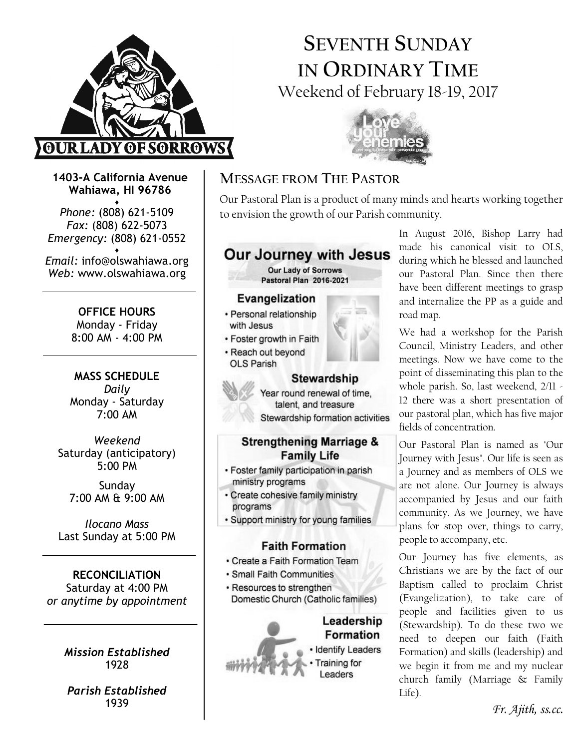# SEVENTH SUNDAY IN ORDINARY TIME

Weekend of February 18-19, 2017

OUR LADY OF SORROWS

**1403-A California Avenue**
**Wahiawa, HI 96786**

*Phone:* (808) 621-5109
*Fax:* (808) 622-5073
*Emergency:* (808) 621-0552

*Email:* info@olswahiawa.org
*Web:* www.olswahiawa.org

**OFFICE HOURS**
Monday - Friday
8:00 AM - 4:00 PM

**MASS SCHEDULE**
*Daily*
Monday - Saturday
7:00 AM

*Weekend*
Saturday (anticipatory)
5:00 PM

Sunday
7:00 AM & 9:00 AM

*Ilocano Mass*
Last Sunday at 5:00 PM

**RECONCILIATION**
Saturday at 4:00 PM
*or anytime by appointment*

***Mission Established***
1928

***Parish Established***
1939

## MESSAGE FROM THE PASTOR

Our Pastoral Plan is a product of many minds and hearts working together to envision the growth of our Parish community.

### Our Journey with Jesus

**Our Lady of Sorrows Pastoral Plan 2016-2021**

**Evangelization**
- Personal relationship with Jesus
- Foster growth in Faith
- Reach out beyond OLS Parish

**Stewardship**
- Year round renewal of time, talent, and treasure
- Stewardship formation activities

**Strengthening Marriage & Family Life**
- Foster family participation in parish ministry programs
- Create cohesive family ministry programs
- Support ministry for young families

**Faith Formation**
- Create a Faith Formation Team
- Small Faith Communities
- Resources to strengthen Domestic Church (Catholic families)

**Leadership Formation**
- Identify Leaders
- Training for Leaders

In August 2016, Bishop Larry had made his canonical visit to OLS, during which he blessed and launched our Pastoral Plan. Since then there have been different meetings to grasp and internalize the PP as a guide and road map.

We had a workshop for the Parish Council, Ministry Leaders, and other meetings. Now we have come to the point of disseminating this plan to the whole parish. So, last weekend, 2/11 - 12 there was a short presentation of our pastoral plan, which has five major fields of concentration.

Our Pastoral Plan is named as "Our Journey with Jesus". Our life is seen as a Journey and as members of OLS we are not alone. Our Journey is always accompanied by Jesus and our faith community. As we Journey, we have plans for stop over, things to carry, people to accompany, etc.

Our Journey has five elements, as Christians we are by the fact of our Baptism called to proclaim Christ (Evangelization), to take care of people and facilities given to us (Stewardship). To do these two we need to deepen our faith (Faith Formation) and skills (leadership) and we begin it from me and my nuclear church family (Marriage & Family Life).

*Fr. Ajith, ss.cc.*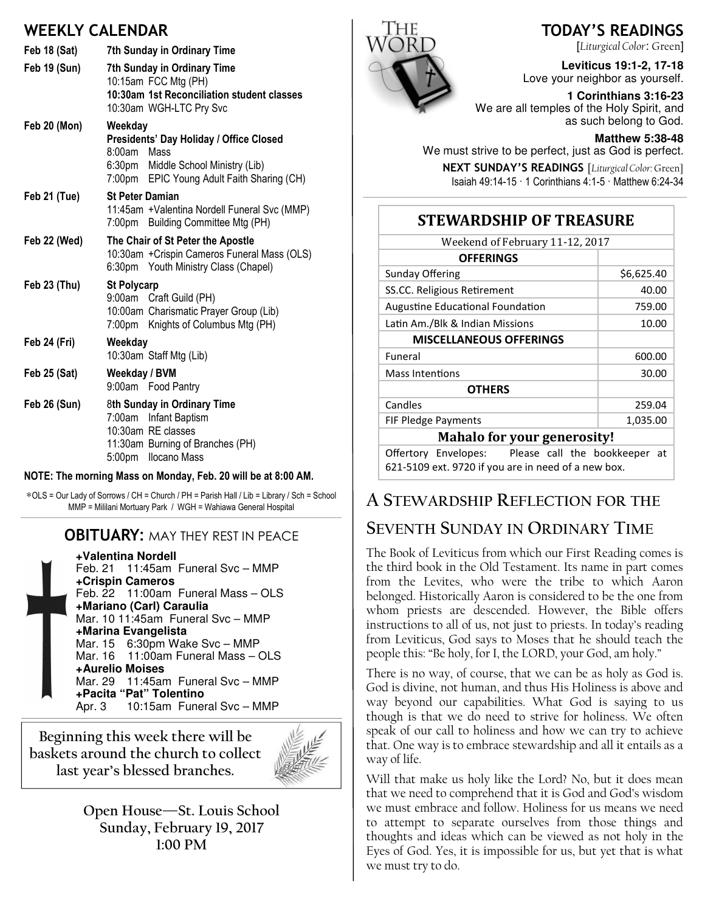## WEEKLY CALENDAR

**Feb 18 (Sat)** — **7th Sunday in Ordinary Time**

**Feb 19 (Sun)** — **7th Sunday in Ordinary Time**
- 10:15am FCC Mtg (PH)
- **10:30am 1st Reconciliation student classes**
- 10:30am WGH-LTC Pry Svc

**Feb 20 (Mon)** — **Weekday**
- **Presidents' Day Holiday / Office Closed**
- 8:00am Mass
- 6:30pm Middle School Ministry (Lib)
- 7:00pm EPIC Young Adult Faith Sharing (CH)

**Feb 21 (Tue)** — **St Peter Damian**
- 11:45am +Valentina Nordell Funeral Svc (MMP)
- 7:00pm Building Committee Mtg (PH)

**Feb 22 (Wed)** — **The Chair of St Peter the Apostle**
- 10:30am +Crispin Cameros Funeral Mass (OLS)
- 6:30pm Youth Ministry Class (Chapel)

**Feb 23 (Thu)** — **St Polycarp**
- 9:00am Craft Guild (PH)
- 10:00am Charismatic Prayer Group (Lib)
- 7:00pm Knights of Columbus Mtg (PH)

**Feb 24 (Fri)** — **Weekday**
- 10:30am Staff Mtg (Lib)

**Feb 25 (Sat)** — **Weekday / BVM**
- 9:00am Food Pantry

**Feb 26 (Sun)** — **8th Sunday in Ordinary Time**
- 7:00am Infant Baptism
- 10:30am RE classes
- 11:30am Burning of Branches (PH)
- 5:00pm Ilocano Mass

**NOTE: The morning Mass on Monday, Feb. 20 will be at 8:00 AM.**

*OLS = Our Lady of Sorrows / CH = Church / PH = Parish Hall / Lib = Library / Sch = School
MMP = Mililani Mortuary Park / WGH = Wahiawa General Hospital

## OBITUARY: MAY THEY REST IN PEACE

**+Valentina Nordell**
Feb. 21 11:45am Funeral Svc – MMP

**+Crispin Cameros**
Feb. 22 11:00am Funeral Mass – OLS

**+Mariano (Carl) Caraulia**
Mar. 10 11:45am Funeral Svc – MMP

**+Marina Evangelista**
Mar. 15 6:30pm Wake Svc – MMP
Mar. 16 11:00am Funeral Mass – OLS

**+Aurelio Moises**
Mar. 29 11:45am Funeral Svc – MMP

**+Pacita "Pat" Tolentino**
Apr. 3 10:15am Funeral Svc – MMP

**Beginning this week there will be baskets around the church to collect last year's blessed branches.**

**Open House—St. Louis School**
**Sunday, February 19, 2017**
**1:00 PM**

## TODAY'S READINGS

[*Liturgical Color*: Green]

**Leviticus 19:1-2, 17-18**
Love your neighbor as yourself.

**1 Corinthians 3:16-23**
We are all temples of the Holy Spirit, and as such belong to God.

**Matthew 5:38-48**
We must strive to be perfect, just as God is perfect.

**NEXT SUNDAY'S READINGS** [*Liturgical Color*: Green]
Isaiah 49:14-15 · 1 Corinthians 4:1-5 · Matthew 6:24-34

## STEWARDSHIP OF TREASURE

Weekend of February 11-12, 2017

| **OFFERINGS** | |
|---|---|
| Sunday Offering | $6,625.40 |
| SS.CC. Religious Retirement | 40.00 |
| Augustine Educational Foundation | 759.00 |
| Latin Am./Blk & Indian Missions | 10.00 |
| **MISCELLANEOUS OFFERINGS** | |
| Funeral | 600.00 |
| Mass Intentions | 30.00 |
| **OTHERS** | |
| Candles | 259.04 |
| FIF Pledge Payments | 1,035.00 |

**Mahalo for your generosity!**

Offertory Envelopes: Please call the bookkeeper at 621-5109 ext. 9720 if you are in need of a new box.

## A STEWARDSHIP REFLECTION FOR THE SEVENTH SUNDAY IN ORDINARY TIME

The Book of Leviticus from which our First Reading comes is the third book in the Old Testament. Its name in part comes from the Levites, who were the tribe to which Aaron belonged. Historically Aaron is considered to be the one from whom priests are descended. However, the Bible offers instructions to all of us, not just to priests. In today's reading from Leviticus, God says to Moses that he should teach the people this: "Be holy, for I, the LORD, your God, am holy."

There is no way, of course, that we can be as holy as God is. God is divine, not human, and thus His Holiness is above and way beyond our capabilities. What God is saying to us though is that we do need to strive for holiness. We often speak of our call to holiness and how we can try to achieve that. One way is to embrace stewardship and all it entails as a way of life.

Will that make us holy like the Lord? No, but it does mean that we need to comprehend that it is God and God's wisdom we must embrace and follow. Holiness for us means we need to attempt to separate ourselves from those things and thoughts and ideas which can be viewed as not holy in the Eyes of God. Yes, it is impossible for us, but yet that is what we must try to do.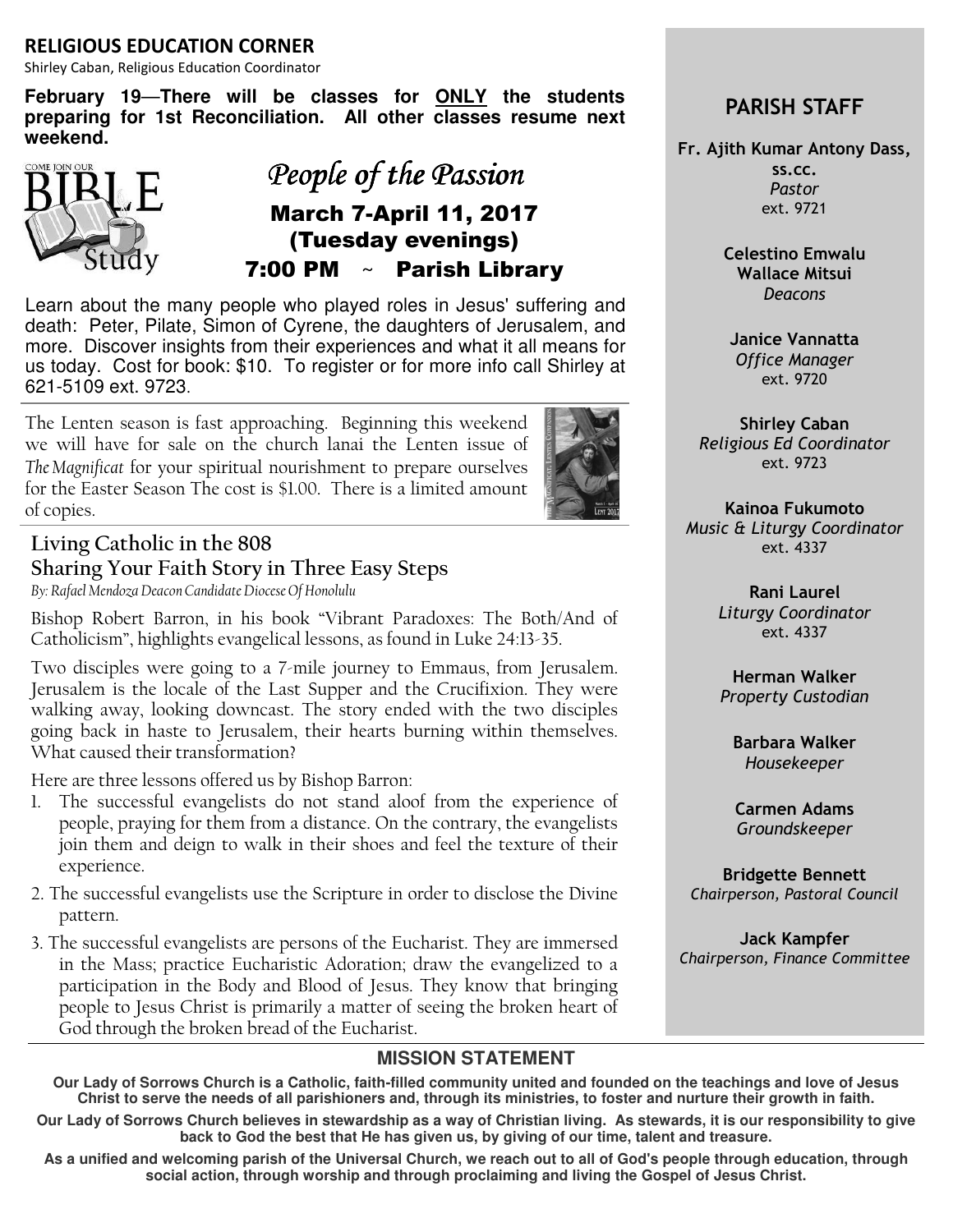## RELIGIOUS EDUCATION CORNER

Shirley Caban, Religious Education Coordinator

**February 19—There will be classes for ONLY the students preparing for 1st Reconciliation. All other classes resume next weekend.**

COME JOIN OUR BIBLE Study

# *People of the Passion*

**March 7-April 11, 2017**
**(Tuesday evenings)**
**7:00 PM ~ Parish Library**

Learn about the many people who played roles in Jesus' suffering and death: Peter, Pilate, Simon of Cyrene, the daughters of Jerusalem, and more. Discover insights from their experiences and what it all means for us today. Cost for book: $10. To register or for more info call Shirley at 621-5109 ext. 9723.

The Lenten season is fast approaching. Beginning this weekend we will have for sale on the church lanai the Lenten issue of *The Magnificat* for your spiritual nourishment to prepare ourselves for the Easter Season The cost is $1.00. There is a limited amount of copies.

## Living Catholic in the 808
## Sharing Your Faith Story in Three Easy Steps

*By: Rafael Mendoza Deacon Candidate Diocese Of Honolulu*

Bishop Robert Barron, in his book "Vibrant Paradoxes: The Both/And of Catholicism", highlights evangelical lessons, as found in Luke 24:13-35.

Two disciples were going to a 7-mile journey to Emmaus, from Jerusalem. Jerusalem is the locale of the Last Supper and the Crucifixion. They were walking away, looking downcast. The story ended with the two disciples going back in haste to Jerusalem, their hearts burning within themselves. What caused their transformation?

Here are three lessons offered us by Bishop Barron:

1. The successful evangelists do not stand aloof from the experience of people, praying for them from a distance. On the contrary, the evangelists join them and deign to walk in their shoes and feel the texture of their experience.
2. The successful evangelists use the Scripture in order to disclose the Divine pattern.
3. The successful evangelists are persons of the Eucharist. They are immersed in the Mass; practice Eucharistic Adoration; draw the evangelized to a participation in the Body and Blood of Jesus. They know that bringing people to Jesus Christ is primarily a matter of seeing the broken heart of God through the broken bread of the Eucharist.

## PARISH STAFF

**Fr. Ajith Kumar Antony Dass, ss.cc.**
*Pastor*
ext. 9721

**Celestino Emwalu**
**Wallace Mitsui**
*Deacons*

**Janice Vannatta**
*Office Manager*
ext. 9720

**Shirley Caban**
*Religious Ed Coordinator*
ext. 9723

**Kainoa Fukumoto**
*Music & Liturgy Coordinator*
ext. 4337

**Rani Laurel**
*Liturgy Coordinator*
ext. 4337

**Herman Walker**
*Property Custodian*

**Barbara Walker**
*Housekeeper*

**Carmen Adams**
*Groundskeeper*

**Bridgette Bennett**
*Chairperson, Pastoral Council*

**Jack Kampfer**
*Chairperson, Finance Committee*

## MISSION STATEMENT

**Our Lady of Sorrows Church is a Catholic, faith-filled community united and founded on the teachings and love of Jesus Christ to serve the needs of all parishioners and, through its ministries, to foster and nurture their growth in faith.**

**Our Lady of Sorrows Church believes in stewardship as a way of Christian living. As stewards, it is our responsibility to give back to God the best that He has given us, by giving of our time, talent and treasure.**

**As a unified and welcoming parish of the Universal Church, we reach out to all of God's people through education, through social action, through worship and through proclaiming and living the Gospel of Jesus Christ.**